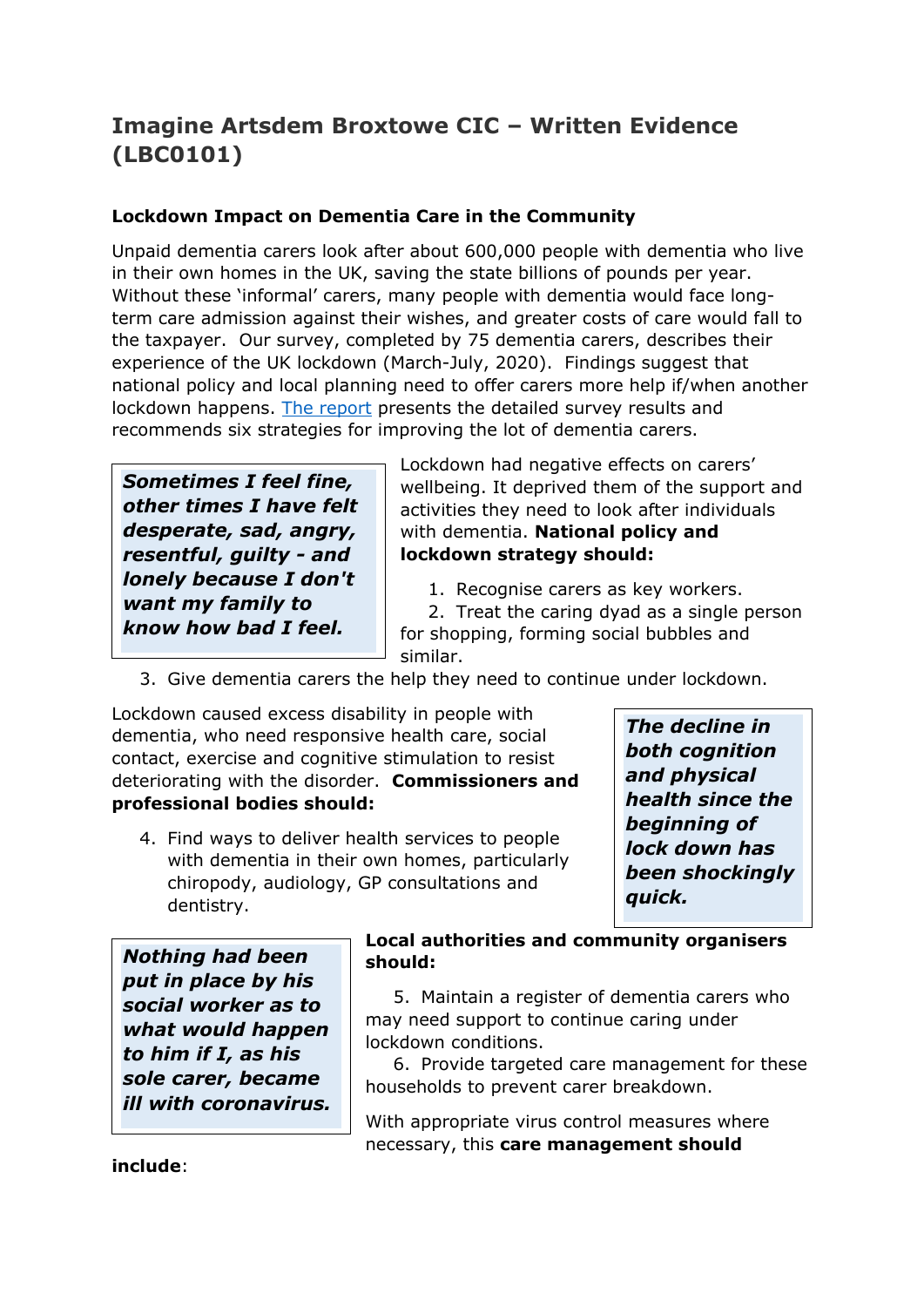# Imagine Artsdem Broxtowe CIC – Written Evidence (LBC0101)

### Lockdown Impact on Dementia Care in the Community

Unpaid dementia carers look after about 600,000 people with dementia who live in their own homes in the UK, saving the state billions of pounds per year. Without these 'informal' carers, many people with dementia would face long-term care admission against their wishes, and greater costs of care would fall to the taxpayer. Our survey, completed by 75 dementia carers, describes their experience of the UK lockdown (March-July, 2020). Findings suggest that national policy and local planning need to offer carers more help if/when another lockdown happens. [The report](#) presents the detailed survey results and recommends six strategies for improving the lot of dementia carers.

> ***Sometimes I feel fine, other times I have felt desperate, sad, angry, resentful, guilty - and lonely because I don't want my family to know how bad I feel.***

Lockdown had negative effects on carers' wellbeing. It deprived them of the support and activities they need to look after individuals with dementia. **National policy and lockdown strategy should:**

1. Recognise carers as key workers.
2. Treat the caring dyad as a single person for shopping, forming social bubbles and similar.
3. Give dementia carers the help they need to continue under lockdown.

Lockdown caused excess disability in people with dementia, who need responsive health care, social contact, exercise and cognitive stimulation to resist deteriorating with the disorder. **Commissioners and professional bodies should:**

4. Find ways to deliver health services to people with dementia in their own homes, particularly chiropody, audiology, GP consultations and dentistry.

> ***The decline in both cognition and physical health since the beginning of lock down has been shockingly quick.***

> ***Nothing had been put in place by his social worker as to what would happen to him if I, as his sole carer, became ill with coronavirus.***

**Local authorities and community organisers should:**

5. Maintain a register of dementia carers who may need support to continue caring under lockdown conditions.
6. Provide targeted care management for these households to prevent carer breakdown.

With appropriate virus control measures where necessary, this **care management should include**: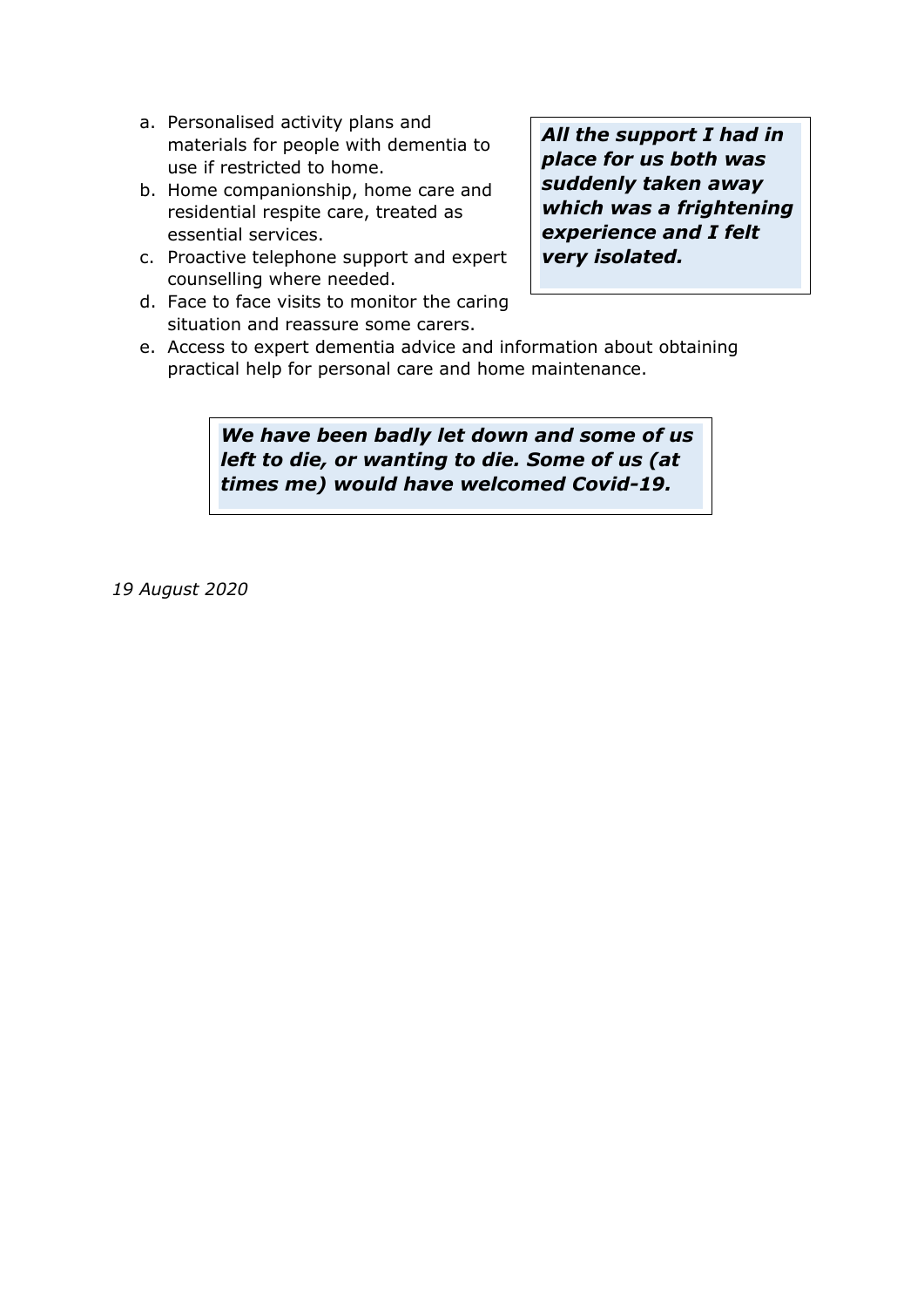a. Personalised activity plans and materials for people with dementia to use if restricted to home.
b. Home companionship, home care and residential respite care, treated as essential services.
c. Proactive telephone support and expert counselling where needed.
d. Face to face visits to monitor the caring situation and reassure some carers.
e. Access to expert dementia advice and information about obtaining practical help for personal care and home maintenance.

> ***All the support I had in place for us both was suddenly taken away which was a frightening experience and I felt very isolated.***

> ***We have been badly let down and some of us left to die, or wanting to die. Some of us (at times me) would have welcomed Covid-19.***

*19 August 2020*